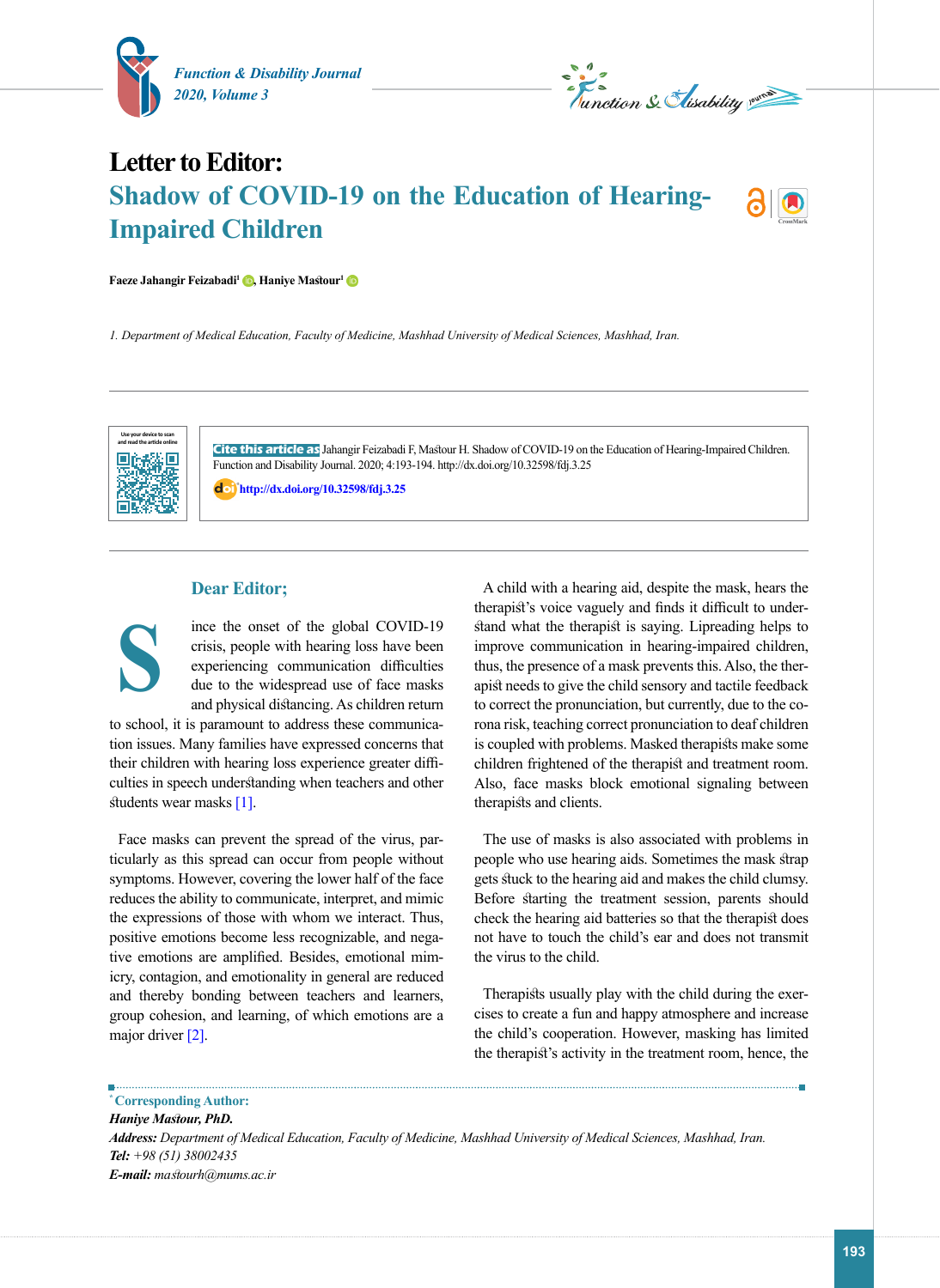# Letter to Editor: Shadow of COVID-19 on the Education of Hearing-Impaired Children

**Faeze Jahangir Feizabadi[1], Haniye Mastour[1]**

*1. Department of Medical Education, Faculty of Medicine, Mashhad University of Medical Sciences, Mashhad, Iran.*

**Cite this article as** Jahangir Feizabadi F, Mastour H. Shadow of COVID-19 on the Education of Hearing-Impaired Children. Function and Disability Journal. 2020; 4:193-194. http://dx.doi.org/10.32598/fdj.3.25

http://dx.doi.org/10.32598/fdj.3.25

## Dear Editor;

Since the onset of the global COVID-19 crisis, people with hearing loss have been experiencing communication difficulties due to the widespread use of face masks and physical distancing. As children return to school, it is paramount to address these communication issues. Many families have expressed concerns that their children with hearing loss experience greater difficulties in speech understanding when teachers and other students wear masks [1].

Face masks can prevent the spread of the virus, particularly as this spread can occur from people without symptoms. However, covering the lower half of the face reduces the ability to communicate, interpret, and mimic the expressions of those with whom we interact. Thus, positive emotions become less recognizable, and negative emotions are amplified. Besides, emotional mimicry, contagion, and emotionality in general are reduced and thereby bonding between teachers and learners, group cohesion, and learning, of which emotions are a major driver [2].

A child with a hearing aid, despite the mask, hears the therapist's voice vaguely and finds it difficult to understand what the therapist is saying. Lipreading helps to improve communication in hearing-impaired children, thus, the presence of a mask prevents this. Also, the therapist needs to give the child sensory and tactile feedback to correct the pronunciation, but currently, due to the corona risk, teaching correct pronunciation to deaf children is coupled with problems. Masked therapists make some children frightened of the therapist and treatment room. Also, face masks block emotional signaling between therapists and clients.

The use of masks is also associated with problems in people who use hearing aids. Sometimes the mask strap gets stuck to the hearing aid and makes the child clumsy. Before starting the treatment session, parents should check the hearing aid batteries so that the therapist does not have to touch the child's ear and does not transmit the virus to the child.

Therapists usually play with the child during the exercises to create a fun and happy atmosphere and increase the child's cooperation. However, masking has limited the therapist's activity in the treatment room, hence, the

---

**\* Corresponding Author:**

***Haniye Mastour, PhD.***

***Address:*** *Department of Medical Education, Faculty of Medicine, Mashhad University of Medical Sciences, Mashhad, Iran.*

***Tel:*** *+98 (51) 38002435*

***E-mail:*** *mastourh@mums.ac.ir*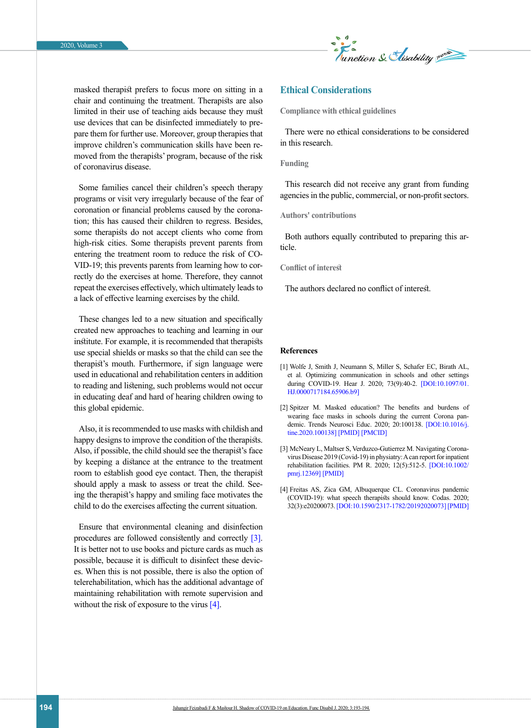masked therapist prefers to focus more on sitting in a chair and continuing the treatment. Therapists are also limited in their use of teaching aids because they must use devices that can be disinfected immediately to prepare them for further use. Moreover, group therapies that improve children's communication skills have been removed from the therapists' program, because of the risk of coronavirus disease.

Some families cancel their children's speech therapy programs or visit very irregularly because of the fear of coronation or financial problems caused by the coronation; this has caused their children to regress. Besides, some therapists do not accept clients who come from high-risk cities. Some therapists prevent parents from entering the treatment room to reduce the risk of COVID-19; this prevents parents from learning how to correctly do the exercises at home. Therefore, they cannot repeat the exercises effectively, which ultimately leads to a lack of effective learning exercises by the child.

These changes led to a new situation and specifically created new approaches to teaching and learning in our institute. For example, it is recommended that therapists use special shields or masks so that the child can see the therapist's mouth. Furthermore, if sign language were used in educational and rehabilitation centers in addition to reading and listening, such problems would not occur in educating deaf and hard of hearing children owing to this global epidemic.

Also, it is recommended to use masks with childish and happy designs to improve the condition of the therapists. Also, if possible, the child should see the therapist's face by keeping a distance at the entrance to the treatment room to establish good eye contact. Then, the therapist should apply a mask to assess or treat the child. Seeing the therapist's happy and smiling face motivates the child to do the exercises affecting the current situation.

Ensure that environmental cleaning and disinfection procedures are followed consistently and correctly [3]. It is better not to use books and picture cards as much as possible, because it is difficult to disinfect these devices. When this is not possible, there is also the option of telerehabilitation, which has the additional advantage of maintaining rehabilitation with remote supervision and without the risk of exposure to the virus [4].

## Ethical Considerations

### Compliance with ethical guidelines

There were no ethical considerations to be considered in this research.

### Funding

This research did not receive any grant from funding agencies in the public, commercial, or non-profit sectors.

### Authors' contributions

Both authors equally contributed to preparing this article.

### Conflict of interest

The authors declared no conflict of interest.

## References

[1] Wolfe J, Smith J, Neumann S, Miller S, Schafer EC, Birath AL, et al. Optimizing communication in schools and other settings during COVID-19. Hear J. 2020; 73(9):40-2. [DOI:10.1097/01.HJ.0000717184.65906.b9]

[2] Spitzer M. Masked education? The benefits and burdens of wearing face masks in schools during the current Corona pandemic. Trends Neurosci Educ. 2020; 20:100138. [DOI:10.1016/j.tine.2020.100138] [PMID] [PMCID]

[3] McNeary L, Maltser S, Verduzco-Gutierrez M. Navigating Coronavirus Disease 2019 (Covid-19) in physiatry: A can report for inpatient rehabilitation facilities. PM R. 2020; 12(5):512-5. [DOI:10.1002/pmrj.12369] [PMID]

[4] Freitas AS, Zica GM, Albuquerque CL. Coronavirus pandemic (COVID-19): what speech therapists should know. Codas. 2020; 32(3):e20200073. [DOI:10.1590/2317-1782/20192020073] [PMID]